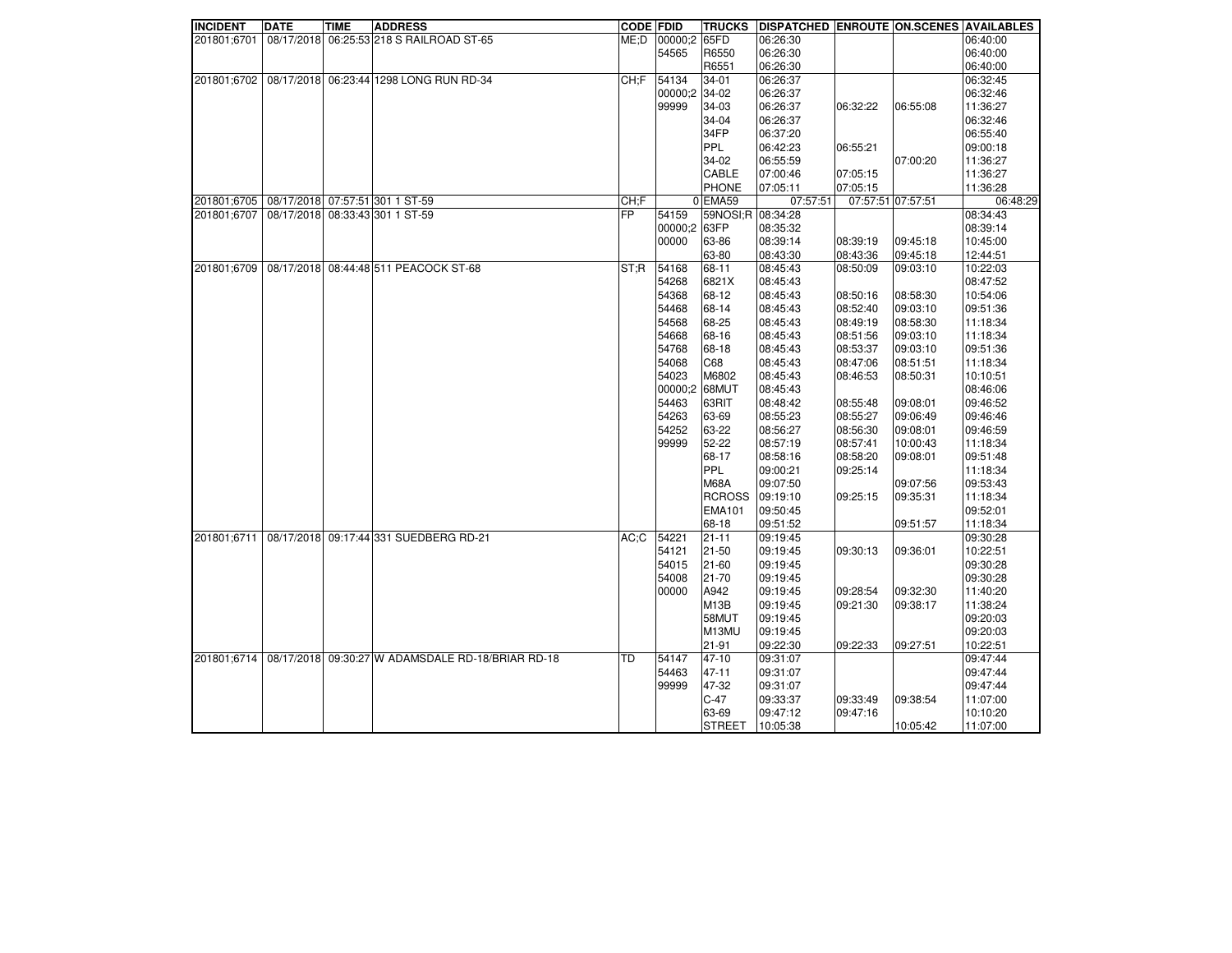| INCIDENT | DATE | TIME | ADDRESS | CODE | FDID | TRUCKS | DISPATCHED | ENROUTE | ON.SCENES | AVAILABLES |
|---|---|---|---|---|---|---|---|---|---|---|
| 201801;6701 | 08/17/2018 | 06:25:53 | 218 S RAILROAD ST-65 | ME;D | 00000;2 | 65FD | 06:26:30 | | | 06:40:00 |
| | | | | | 54565 | R6550 | 06:26:30 | | | 06:40:00 |
| | | | | | | R6551 | 06:26:30 | | | 06:40:00 |
| 201801;6702 | 08/17/2018 | 06:23:44 | 1298 LONG RUN RD-34 | CH;F | 54134 | 34-01 | 06:26:37 | | | 06:32:45 |
| | | | | | 00000;2 | 34-02 | 06:26:37 | | | 06:32:46 |
| | | | | | 99999 | 34-03 | 06:26:37 | 06:32:22 | 06:55:08 | 11:36:27 |
| | | | | | | 34-04 | 06:26:37 | | | 06:32:46 |
| | | | | | | 34FP | 06:37:20 | | | 06:55:40 |
| | | | | | | PPL | 06:42:23 | 06:55:21 | | 09:00:18 |
| | | | | | | 34-02 | 06:55:59 | | 07:00:20 | 11:36:27 |
| | | | | | | CABLE | 07:00:46 | 07:05:15 | | 11:36:27 |
| | | | | | | PHONE | 07:05:11 | 07:05:15 | | 11:36:28 |
| 201801;6705 | 08/17/2018 | 07:57:51 | 301 1 ST-59 | CH;F | 0 | EMA59 | 07:57:51 | 07:57:51 | 07:57:51 | 06:48:29 |
| 201801;6707 | 08/17/2018 | 08:33:43 | 301 1 ST-59 | FP | 54159 | 59NOSI;R | 08:34:28 | | | 08:34:43 |
| | | | | | 00000;2 | 63FP | 08:35:32 | | | 08:39:14 |
| | | | | | 00000 | 63-86 | 08:39:14 | 08:39:19 | 09:45:18 | 10:45:00 |
| | | | | | | 63-80 | 08:43:30 | 08:43:36 | 09:45:18 | 12:44:51 |
| 201801;6709 | 08/17/2018 | 08:44:48 | 511 PEACOCK ST-68 | ST;R | 54168 | 68-11 | 08:45:43 | 08:50:09 | 09:03:10 | 10:22:03 |
| | | | | | 54268 | 6821X | 08:45:43 | | | 08:47:52 |
| | | | | | 54368 | 68-12 | 08:45:43 | 08:50:16 | 08:58:30 | 10:54:06 |
| | | | | | 54468 | 68-14 | 08:45:43 | 08:52:40 | 09:03:10 | 09:51:36 |
| | | | | | 54568 | 68-25 | 08:45:43 | 08:49:19 | 08:58:30 | 11:18:34 |
| | | | | | 54668 | 68-16 | 08:45:43 | 08:51:56 | 09:03:10 | 11:18:34 |
| | | | | | 54768 | 68-18 | 08:45:43 | 08:53:37 | 09:03:10 | 09:51:36 |
| | | | | | 54068 | C68 | 08:45:43 | 08:47:06 | 08:51:51 | 11:18:34 |
| | | | | | 54023 | M6802 | 08:45:43 | 08:46:53 | 08:50:31 | 10:10:51 |
| | | | | | 00000;2 | 68MUT | 08:45:43 | | | 08:46:06 |
| | | | | | 54463 | 63RIT | 08:48:42 | 08:55:48 | 09:08:01 | 09:46:52 |
| | | | | | 54263 | 63-69 | 08:55:23 | 08:55:27 | 09:06:49 | 09:46:46 |
| | | | | | 54252 | 63-22 | 08:56:27 | 08:56:30 | 09:08:01 | 09:46:59 |
| | | | | | 99999 | 52-22 | 08:57:19 | 08:57:41 | 10:00:43 | 11:18:34 |
| | | | | | | 68-17 | 08:58:16 | 08:58:20 | 09:08:01 | 09:51:48 |
| | | | | | | PPL | 09:00:21 | 09:25:14 | | 11:18:34 |
| | | | | | | M68A | 09:07:50 | | 09:07:56 | 09:53:43 |
| | | | | | | RCROSS | 09:19:10 | 09:25:15 | 09:35:31 | 11:18:34 |
| | | | | | | EMA101 | 09:50:45 | | | 09:52:01 |
| | | | | | | 68-18 | 09:51:52 | | 09:51:57 | 11:18:34 |
| 201801;6711 | 08/17/2018 | 09:17:44 | 331 SUEDBERG RD-21 | AC;C | 54221 | 21-11 | 09:19:45 | | | 09:30:28 |
| | | | | | 54121 | 21-50 | 09:19:45 | 09:30:13 | 09:36:01 | 10:22:51 |
| | | | | | 54015 | 21-60 | 09:19:45 | | | 09:30:28 |
| | | | | | 54008 | 21-70 | 09:19:45 | | | 09:30:28 |
| | | | | | 00000 | A942 | 09:19:45 | 09:28:54 | 09:32:30 | 11:40:20 |
| | | | | | | M13B | 09:19:45 | 09:21:30 | 09:38:17 | 11:38:24 |
| | | | | | | 58MUT | 09:19:45 | | | 09:20:03 |
| | | | | | | M13MU | 09:19:45 | | | 09:20:03 |
| | | | | | | 21-91 | 09:22:30 | 09:22:33 | 09:27:51 | 10:22:51 |
| 201801;6714 | 08/17/2018 | 09:30:27 | W ADAMSDALE RD-18/BRIAR RD-18 | TD | 54147 | 47-10 | 09:31:07 | | | 09:47:44 |
| | | | | | 54463 | 47-11 | 09:31:07 | | | 09:47:44 |
| | | | | | 99999 | 47-32 | 09:31:07 | | | 09:47:44 |
| | | | | | | C-47 | 09:33:37 | 09:33:49 | 09:38:54 | 11:07:00 |
| | | | | | | 63-69 | 09:47:12 | 09:47:16 | | 10:10:20 |
| | | | | | | STREET | 10:05:38 | | 10:05:42 | 11:07:00 |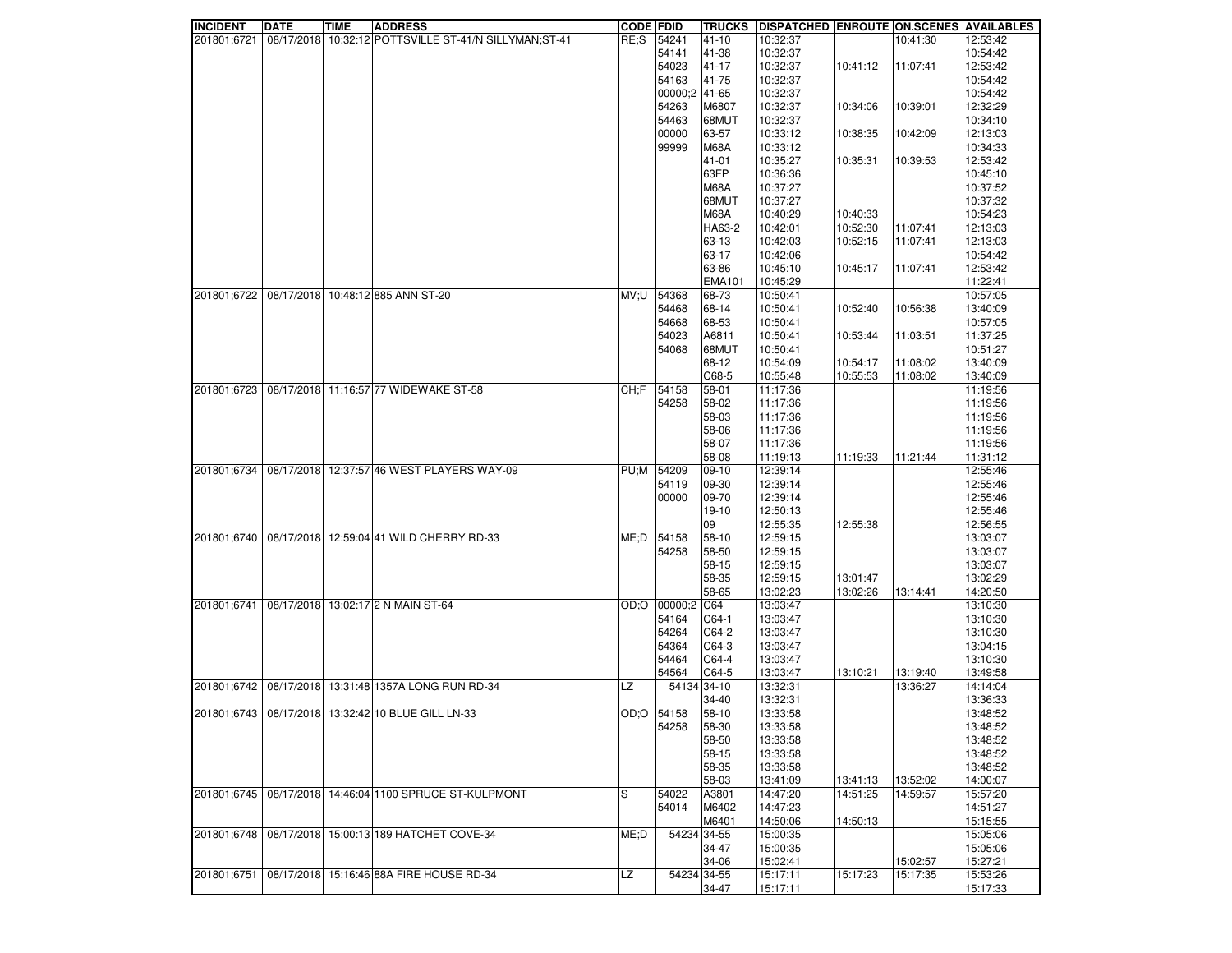| INCIDENT | DATE | TIME | ADDRESS | CODE | FDID | TRUCKS | DISPATCHED | ENROUTE | ON.SCENES | AVAILABLES |
|---|---|---|---|---|---|---|---|---|---|---|
| 201801;6721 | 08/17/2018 | 10:32:12 | POTTSVILLE ST-41/N SILLYMAN;ST-41 | RE;S | 54241 | 41-10 | 10:32:37 | | 10:41:30 | 12:53:42 |
| | | | | | 54141 | 41-38 | 10:32:37 | | | 10:54:42 |
| | | | | | 54023 | 41-17 | 10:32:37 | 10:41:12 | 11:07:41 | 12:53:42 |
| | | | | | 54163 | 41-75 | 10:32:37 | | | 10:54:42 |
| | | | | | 00000;2 | 41-65 | 10:32:37 | | | 10:54:42 |
| | | | | | 54263 | M6807 | 10:32:37 | 10:34:06 | 10:39:01 | 12:32:29 |
| | | | | | 54463 | 68MUT | 10:32:37 | | | 10:34:10 |
| | | | | | 00000 | 63-57 | 10:33:12 | 10:38:35 | 10:42:09 | 12:13:03 |
| | | | | | 99999 | M68A | 10:33:12 | | | 10:34:33 |
| | | | | | | 41-01 | 10:35:27 | 10:35:31 | 10:39:53 | 12:53:42 |
| | | | | | | 63FP | 10:36:36 | | | 10:45:10 |
| | | | | | | M68A | 10:37:27 | | | 10:37:52 |
| | | | | | | 68MUT | 10:37:27 | | | 10:37:32 |
| | | | | | | M68A | 10:40:29 | 10:40:33 | | 10:54:23 |
| | | | | | | HA63-2 | 10:42:01 | 10:52:30 | 11:07:41 | 12:13:03 |
| | | | | | | 63-13 | 10:42:03 | 10:52:15 | 11:07:41 | 12:13:03 |
| | | | | | | 63-17 | 10:42:06 | | | 10:54:42 |
| | | | | | | 63-86 | 10:45:10 | 10:45:17 | 11:07:41 | 12:53:42 |
| | | | | | | EMA101 | 10:45:29 | | | 11:22:41 |
| 201801;6722 | 08/17/2018 | 10:48:12 | 885 ANN ST-20 | MV;U | 54368 | 68-73 | 10:50:41 | | | 10:57:05 |
| | | | | | 54468 | 68-14 | 10:50:41 | 10:52:40 | 10:56:38 | 13:40:09 |
| | | | | | 54668 | 68-53 | 10:50:41 | | | 10:57:05 |
| | | | | | 54023 | A6811 | 10:50:41 | 10:53:44 | 11:03:51 | 11:37:25 |
| | | | | | 54068 | 68MUT | 10:50:41 | | | 10:51:27 |
| | | | | | | 68-12 | 10:54:09 | 10:54:17 | 11:08:02 | 13:40:09 |
| | | | | | | C68-5 | 10:55:48 | 10:55:53 | 11:08:02 | 13:40:09 |
| 201801;6723 | 08/17/2018 | 11:16:57 | 77 WIDEWAKE ST-58 | CH;F | 54158 | 58-01 | 11:17:36 | | | 11:19:56 |
| | | | | | 54258 | 58-02 | 11:17:36 | | | 11:19:56 |
| | | | | | | 58-03 | 11:17:36 | | | 11:19:56 |
| | | | | | | 58-06 | 11:17:36 | | | 11:19:56 |
| | | | | | | 58-07 | 11:17:36 | | | 11:19:56 |
| | | | | | | 58-08 | 11:19:13 | 11:19:33 | 11:21:44 | 11:31:12 |
| 201801;6734 | 08/17/2018 | 12:37:57 | 46 WEST PLAYERS WAY-09 | PU;M | 54209 | 09-10 | 12:39:14 | | | 12:55:46 |
| | | | | | 54119 | 09-30 | 12:39:14 | | | 12:55:46 |
| | | | | | 00000 | 09-70 | 12:39:14 | | | 12:55:46 |
| | | | | | | 19-10 | 12:50:13 | | | 12:55:46 |
| | | | | | | 09 | 12:55:35 | 12:55:38 | | 12:56:55 |
| 201801;6740 | 08/17/2018 | 12:59:04 | 41 WILD CHERRY RD-33 | ME;D | 54158 | 58-10 | 12:59:15 | | | 13:03:07 |
| | | | | | 54258 | 58-50 | 12:59:15 | | | 13:03:07 |
| | | | | | | 58-15 | 12:59:15 | | | 13:03:07 |
| | | | | | | 58-35 | 12:59:15 | 13:01:47 | | 13:02:29 |
| | | | | | | 58-65 | 13:02:23 | 13:02:26 | 13:14:41 | 14:20:50 |
| 201801;6741 | 08/17/2018 | 13:02:17 | 2 N MAIN ST-64 | OD;O | 00000;2 | C64 | 13:03:47 | | | 13:10:30 |
| | | | | | 54164 | C64-1 | 13:03:47 | | | 13:10:30 |
| | | | | | 54264 | C64-2 | 13:03:47 | | | 13:10:30 |
| | | | | | 54364 | C64-3 | 13:03:47 | | | 13:04:15 |
| | | | | | 54464 | C64-4 | 13:03:47 | | | 13:10:30 |
| | | | | | 54564 | C64-5 | 13:03:47 | 13:10:21 | 13:19:40 | 13:49:58 |
| 201801;6742 | 08/17/2018 | 13:31:48 | 1357A LONG RUN RD-34 | LZ | 54134 | 34-10 | 13:32:31 | | 13:36:27 | 14:14:04 |
| | | | | | | 34-40 | 13:32:31 | | | 13:36:33 |
| 201801;6743 | 08/17/2018 | 13:32:42 | 10 BLUE GILL LN-33 | OD;O | 54158 | 58-10 | 13:33:58 | | | 13:48:52 |
| | | | | | 54258 | 58-30 | 13:33:58 | | | 13:48:52 |
| | | | | | | 58-50 | 13:33:58 | | | 13:48:52 |
| | | | | | | 58-15 | 13:33:58 | | | 13:48:52 |
| | | | | | | 58-35 | 13:33:58 | | | 13:48:52 |
| | | | | | | 58-03 | 13:41:09 | 13:41:13 | 13:52:02 | 14:00:07 |
| 201801;6745 | 08/17/2018 | 14:46:04 | 1100 SPRUCE ST-KULPMONT | S | 54022 | A3801 | 14:47:20 | 14:51:25 | 14:59:57 | 15:57:20 |
| | | | | | 54014 | M6402 | 14:47:23 | | | 14:51:27 |
| | | | | | | M6401 | 14:50:06 | 14:50:13 | | 15:15:55 |
| 201801;6748 | 08/17/2018 | 15:00:13 | 189 HATCHET COVE-34 | ME;D | 54234 | 34-55 | 15:00:35 | | | 15:05:06 |
| | | | | | | 34-47 | 15:00:35 | | | 15:05:06 |
| | | | | | | 34-06 | 15:02:41 | | 15:02:57 | 15:27:21 |
| 201801;6751 | 08/17/2018 | 15:16:46 | 88A FIRE HOUSE RD-34 | LZ | 54234 | 34-55 | 15:17:11 | 15:17:23 | 15:17:35 | 15:53:26 |
| | | | | | | 34-47 | 15:17:11 | | | 15:17:33 |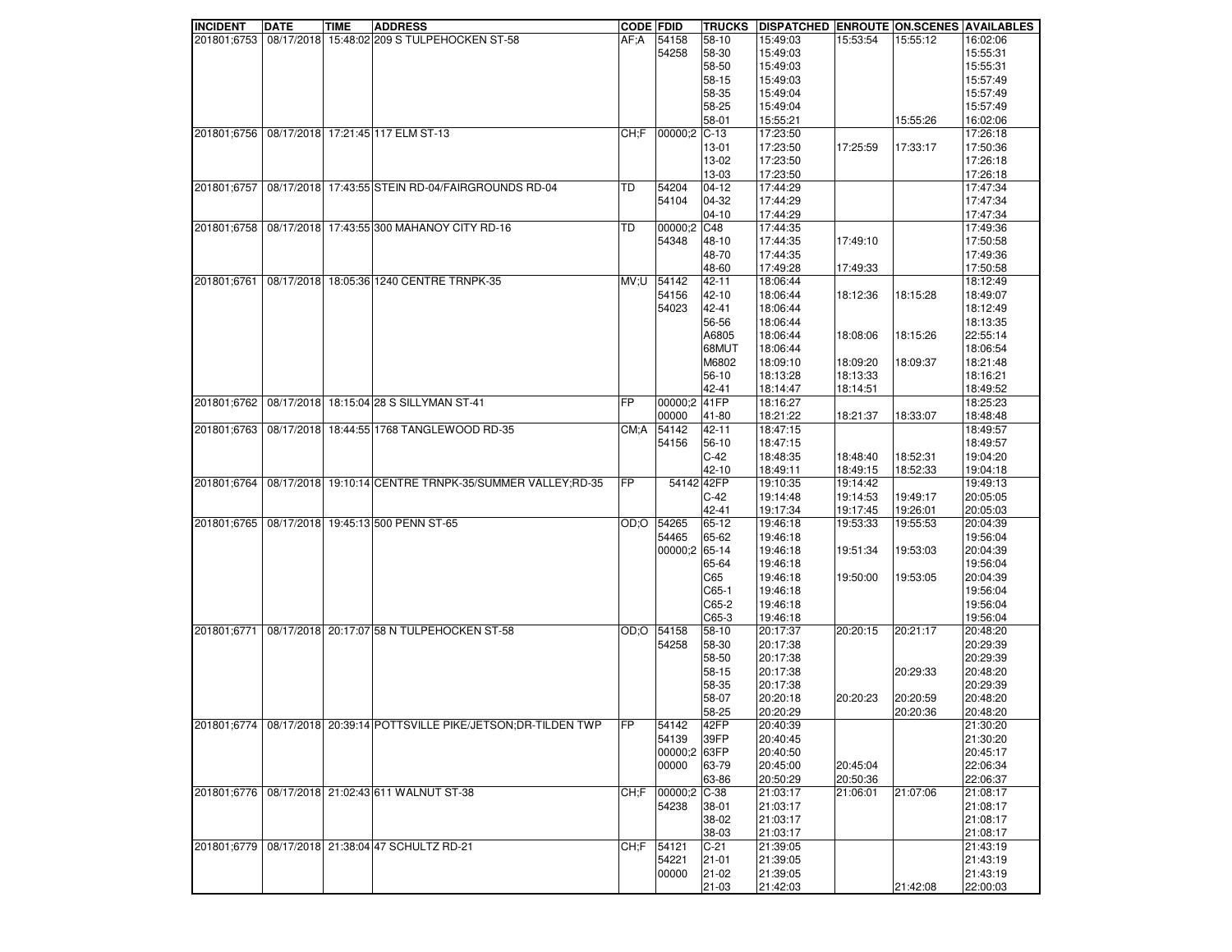| INCIDENT | DATE | TIME | ADDRESS | CODE | FDID | TRUCKS | DISPATCHED | ENROUTE | ON.SCENES | AVAILABLES |
|---|---|---|---|---|---|---|---|---|---|---|
| 201801;6753 | 08/17/2018 | 15:48:02 | 209 S TULPEHOCKEN ST-58 | AF;A | 54158 | 58-10 | 15:49:03 | 15:53:54 | 15:55:12 | 16:02:06 |
| | | | | | 54258 | 58-30 | 15:49:03 | | | 15:55:31 |
| | | | | | | 58-50 | 15:49:03 | | | 15:55:31 |
| | | | | | | 58-15 | 15:49:03 | | | 15:57:49 |
| | | | | | | 58-35 | 15:49:04 | | | 15:57:49 |
| | | | | | | 58-25 | 15:49:04 | | | 15:57:49 |
| | | | | | | 58-01 | 15:55:21 | | 15:55:26 | 16:02:06 |
| 201801;6756 | 08/17/2018 | 17:21:45 | 117 ELM ST-13 | CH;F | 00000;2 | C-13 | 17:23:50 | | | 17:26:18 |
| | | | | | | 13-01 | 17:23:50 | 17:25:59 | 17:33:17 | 17:50:36 |
| | | | | | | 13-02 | 17:23:50 | | | 17:26:18 |
| | | | | | | 13-03 | 17:23:50 | | | 17:26:18 |
| 201801;6757 | 08/17/2018 | 17:43:55 | STEIN RD-04/FAIRGROUNDS RD-04 | TD | 54204 | 04-12 | 17:44:29 | | | 17:47:34 |
| | | | | | 54104 | 04-32 | 17:44:29 | | | 17:47:34 |
| | | | | | | 04-10 | 17:44:29 | | | 17:47:34 |
| 201801;6758 | 08/17/2018 | 17:43:55 | 300 MAHANOY CITY RD-16 | TD | 00000;2 | C48 | 17:44:35 | | | 17:49:36 |
| | | | | | 54348 | 48-10 | 17:44:35 | 17:49:10 | | 17:50:58 |
| | | | | | | 48-70 | 17:44:35 | | | 17:49:36 |
| | | | | | | 48-60 | 17:49:28 | 17:49:33 | | 17:50:58 |
| 201801;6761 | 08/17/2018 | 18:05:36 | 1240 CENTRE TRNPK-35 | MV;U | 54142 | 42-11 | 18:06:44 | | | 18:12:49 |
| | | | | | 54156 | 42-10 | 18:06:44 | 18:12:36 | 18:15:28 | 18:49:07 |
| | | | | | 54023 | 42-41 | 18:06:44 | | | 18:12:49 |
| | | | | | | 56-56 | 18:06:44 | | | 18:13:35 |
| | | | | | | A6805 | 18:06:44 | 18:08:06 | 18:15:26 | 22:55:14 |
| | | | | | | 68MUT | 18:06:44 | | | 18:06:54 |
| | | | | | | M6802 | 18:09:10 | 18:09:20 | 18:09:37 | 18:21:48 |
| | | | | | | 56-10 | 18:13:28 | 18:13:33 | | 18:16:21 |
| | | | | | | 42-41 | 18:14:47 | 18:14:51 | | 18:49:52 |
| 201801;6762 | 08/17/2018 | 18:15:04 | 28 S SILLYMAN ST-41 | FP | 00000;2 | 41FP | 18:16:27 | | | 18:25:23 |
| | | | | | 00000 | 41-80 | 18:21:22 | 18:21:37 | 18:33:07 | 18:48:48 |
| 201801;6763 | 08/17/2018 | 18:44:55 | 1768 TANGLEWOOD RD-35 | CM;A | 54142 | 42-11 | 18:47:15 | | | 18:49:57 |
| | | | | | 54156 | 56-10 | 18:47:15 | | | 18:49:57 |
| | | | | | | C-42 | 18:48:35 | 18:48:40 | 18:52:31 | 19:04:20 |
| | | | | | | 42-10 | 18:49:11 | 18:49:15 | 18:52:33 | 19:04:18 |
| 201801;6764 | 08/17/2018 | 19:10:14 | CENTRE TRNPK-35/SUMMER VALLEY;RD-35 | FP | 54142 | 42FP | 19:10:35 | 19:14:42 | | 19:49:13 |
| | | | | | | C-42 | 19:14:48 | 19:14:53 | 19:49:17 | 20:05:05 |
| | | | | | | 42-41 | 19:17:34 | 19:17:45 | 19:26:01 | 20:05:03 |
| 201801;6765 | 08/17/2018 | 19:45:13 | 500 PENN ST-65 | OD;O | 54265 | 65-12 | 19:46:18 | 19:53:33 | 19:55:53 | 20:04:39 |
| | | | | | 54465 | 65-62 | 19:46:18 | | | 19:56:04 |
| | | | | | 00000;2 | 65-14 | 19:46:18 | 19:51:34 | 19:53:03 | 20:04:39 |
| | | | | | | 65-64 | 19:46:18 | | | 19:56:04 |
| | | | | | | C65 | 19:46:18 | 19:50:00 | 19:53:05 | 20:04:39 |
| | | | | | | C65-1 | 19:46:18 | | | 19:56:04 |
| | | | | | | C65-2 | 19:46:18 | | | 19:56:04 |
| | | | | | | C65-3 | 19:46:18 | | | 19:56:04 |
| 201801;6771 | 08/17/2018 | 20:17:07 | 58 N TULPEHOCKEN ST-58 | OD;O | 54158 | 58-10 | 20:17:37 | 20:20:15 | 20:21:17 | 20:48:20 |
| | | | | | 54258 | 58-30 | 20:17:38 | | | 20:29:39 |
| | | | | | | 58-50 | 20:17:38 | | | 20:29:39 |
| | | | | | | 58-15 | 20:17:38 | | 20:29:33 | 20:48:20 |
| | | | | | | 58-35 | 20:17:38 | | | 20:29:39 |
| | | | | | | 58-07 | 20:20:18 | 20:20:23 | 20:20:59 | 20:48:20 |
| | | | | | | 58-25 | 20:20:29 | | 20:20:36 | 20:48:20 |
| 201801;6774 | 08/17/2018 | 20:39:14 | POTTSVILLE PIKE/JETSON;DR-TILDEN TWP | FP | 54142 | 42FP | 20:40:39 | | | 21:30:20 |
| | | | | | 54139 | 39FP | 20:40:45 | | | 21:30:20 |
| | | | | | 00000;2 | 63FP | 20:40:50 | | | 20:45:17 |
| | | | | | 00000 | 63-79 | 20:45:00 | 20:45:04 | | 22:06:34 |
| | | | | | | 63-86 | 20:50:29 | 20:50:36 | | 22:06:37 |
| 201801;6776 | 08/17/2018 | 21:02:43 | 611 WALNUT ST-38 | CH;F | 00000;2 | C-38 | 21:03:17 | 21:06:01 | 21:07:06 | 21:08:17 |
| | | | | | 54238 | 38-01 | 21:03:17 | | | 21:08:17 |
| | | | | | | 38-02 | 21:03:17 | | | 21:08:17 |
| | | | | | | 38-03 | 21:03:17 | | | 21:08:17 |
| 201801;6779 | 08/17/2018 | 21:38:04 | 47 SCHULTZ RD-21 | CH;F | 54121 | C-21 | 21:39:05 | | | 21:43:19 |
| | | | | | 54221 | 21-01 | 21:39:05 | | | 21:43:19 |
| | | | | | 00000 | 21-02 | 21:39:05 | | | 21:43:19 |
| | | | | | | 21-03 | 21:42:03 | | 21:42:08 | 22:00:03 |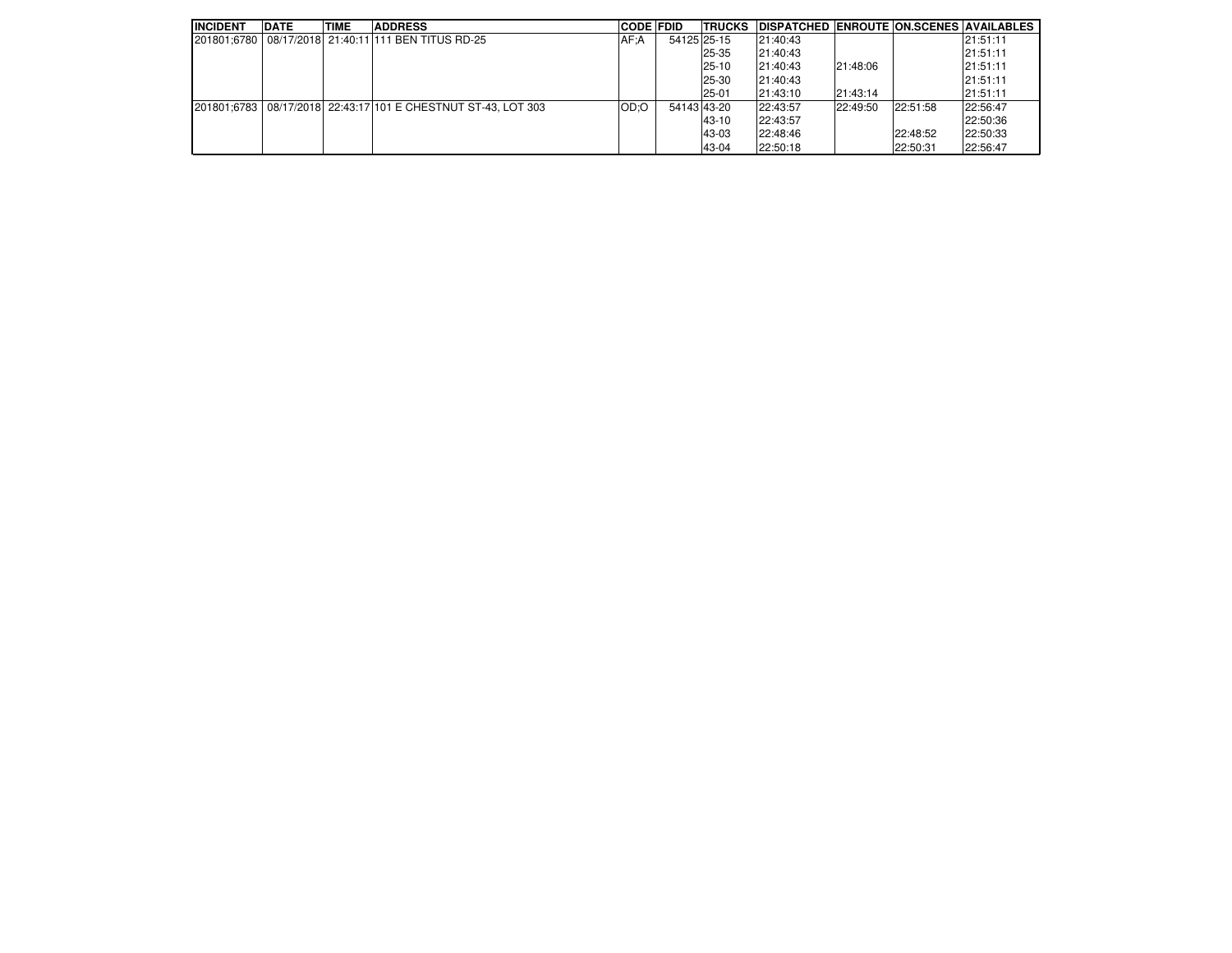| INCIDENT | DATE | TIME | ADDRESS | CODE | FDID | TRUCKS | DISPATCHED | ENROUTE | ON.SCENES | AVAILABLES |
|---|---|---|---|---|---|---|---|---|---|---|
| 201801;6780 | 08/17/2018 | 21:40:11 | 111 BEN TITUS RD-25 | AF;A | 54125 | 25-15 | 21:40:43 | | | 21:51:11 |
| | | | | | | 25-35 | 21:40:43 | | | 21:51:11 |
| | | | | | | 25-10 | 21:40:43 | 21:48:06 | | 21:51:11 |
| | | | | | | 25-30 | 21:40:43 | | | 21:51:11 |
| | | | | | | 25-01 | 21:43:10 | 21:43:14 | | 21:51:11 |
| 201801;6783 | 08/17/2018 | 22:43:17 | 101 E CHESTNUT ST-43, LOT 303 | OD;O | 54143 | 43-20 | 22:43:57 | 22:49:50 | 22:51:58 | 22:56:47 |
| | | | | | | 43-10 | 22:43:57 | | | 22:50:36 |
| | | | | | | 43-03 | 22:48:46 | | 22:48:52 | 22:50:33 |
| | | | | | | 43-04 | 22:50:18 | | 22:50:31 | 22:56:47 |